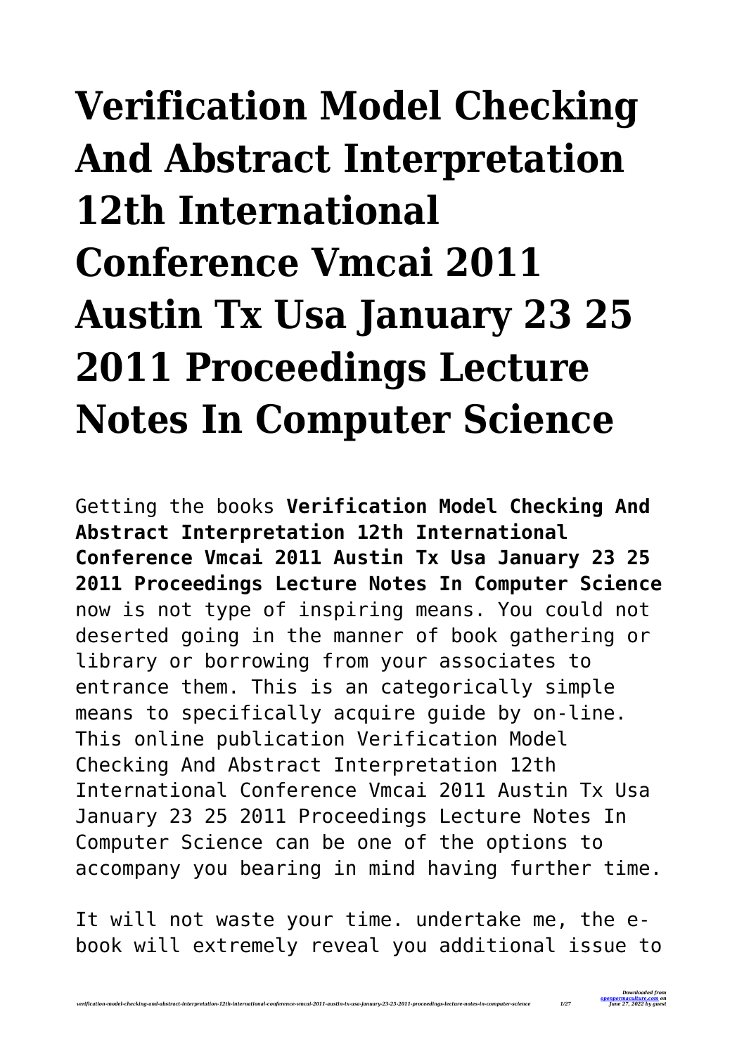# Verification Model Checking And Abstract Interpretation 12th International Conference Vmcai 2011 Austin Tx Usa January 23 25 2011 Proceedings Lecture Notes In Computer Science

Getting the books **Verification Model Checking And Abstract Interpretation 12th International Conference Vmcai 2011 Austin Tx Usa January 23 25 2011 Proceedings Lecture Notes In Computer Science** now is not type of inspiring means. You could not deserted going in the manner of book gathering or library or borrowing from your associates to entrance them. This is an categorically simple means to specifically acquire guide by on-line. This online publication Verification Model Checking And Abstract Interpretation 12th International Conference Vmcai 2011 Austin Tx Usa January 23 25 2011 Proceedings Lecture Notes In Computer Science can be one of the options to accompany you bearing in mind having further time.

It will not waste your time. undertake me, the e-book will extremely reveal you additional issue to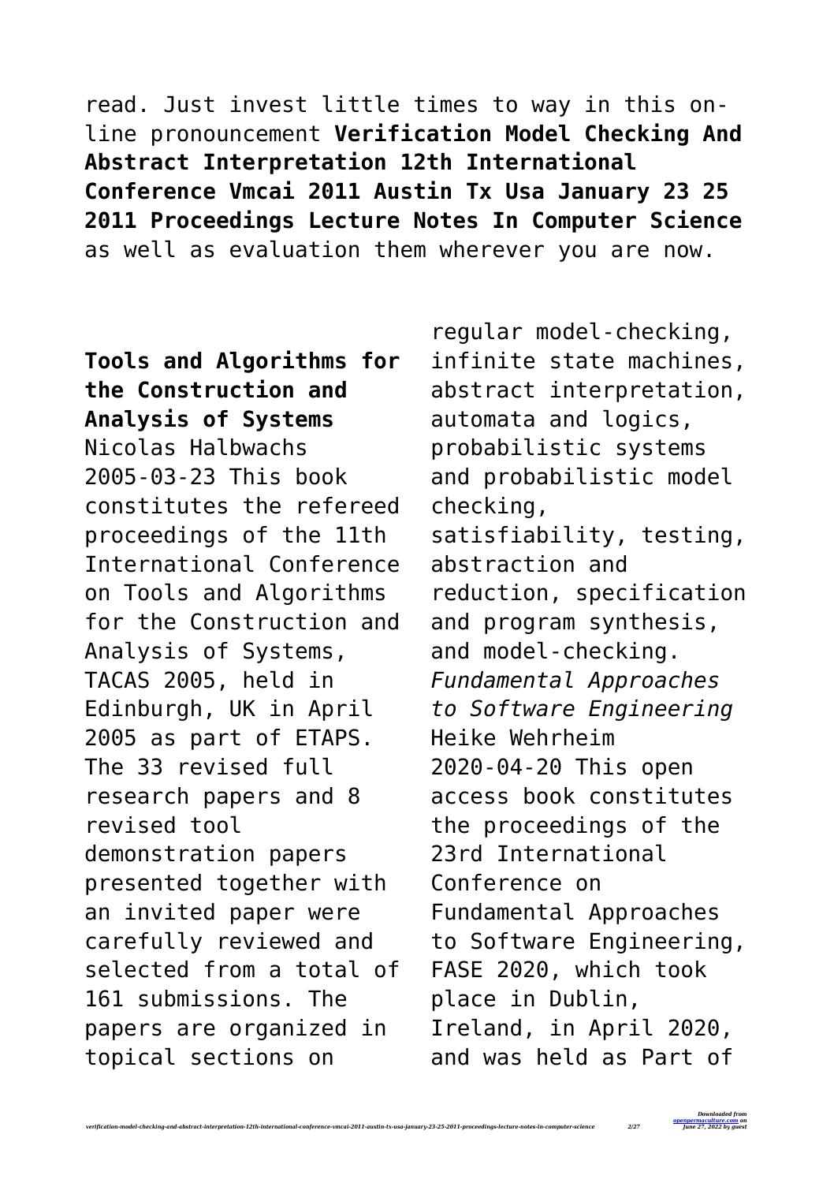read. Just invest little times to way in this on-line pronouncement **Verification Model Checking And Abstract Interpretation 12th International Conference Vmcai 2011 Austin Tx Usa January 23 25 2011 Proceedings Lecture Notes In Computer Science** as well as evaluation them wherever you are now.

**Tools and Algorithms for the Construction and Analysis of Systems**
Nicolas Halbwachs
2005-03-23 This book constitutes the refereed proceedings of the 11th International Conference on Tools and Algorithms for the Construction and Analysis of Systems, TACAS 2005, held in Edinburgh, UK in April 2005 as part of ETAPS. The 33 revised full research papers and 8 revised tool demonstration papers presented together with an invited paper were carefully reviewed and selected from a total of 161 submissions. The papers are organized in topical sections on regular model-checking, infinite state machines, abstract interpretation, automata and logics, probabilistic systems and probabilistic model checking, satisfiability, testing, abstraction and reduction, specification and program synthesis, and model-checking.

*Fundamental Approaches to Software Engineering*
Heike Wehrheim
2020-04-20 This open access book constitutes the proceedings of the 23rd International Conference on Fundamental Approaches to Software Engineering, FASE 2020, which took place in Dublin, Ireland, in April 2020, and was held as Part of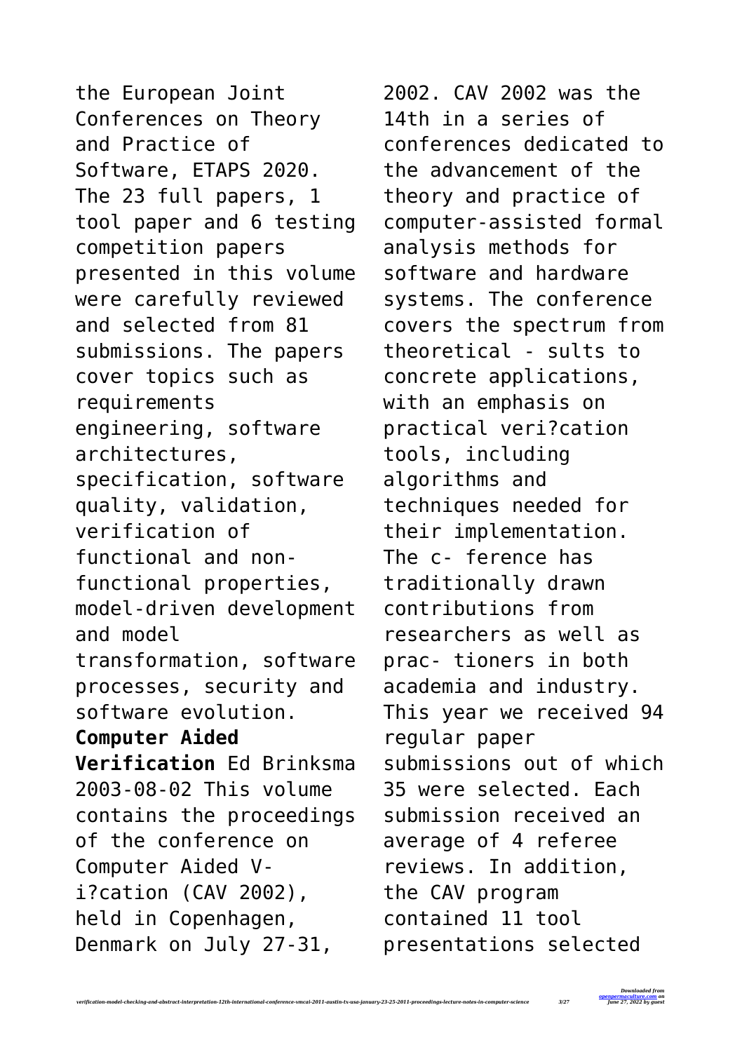the European Joint Conferences on Theory and Practice of Software, ETAPS 2020. The 23 full papers, 1 tool paper and 6 testing competition papers presented in this volume were carefully reviewed and selected from 81 submissions. The papers cover topics such as requirements engineering, software architectures, specification, software quality, validation, verification of functional and non-functional properties, model-driven development and model transformation, software processes, security and software evolution.

**Computer Aided Verification** Ed Brinksma 2003-08-02 This volume contains the proceedings of the conference on Computer Aided V- i?cation (CAV 2002), held in Copenhagen, Denmark on July 27-31, 2002. CAV 2002 was the 14th in a series of conferences dedicated to the advancement of the theory and practice of computer-assisted formal analysis methods for software and hardware systems. The conference covers the spectrum from theoretical - sults to concrete applications, with an emphasis on practical veri?cation tools, including algorithms and techniques needed for their implementation. The c- ference has traditionally drawn contributions from researchers as well as prac- tioners in both academia and industry. This year we received 94 regular paper submissions out of which 35 were selected. Each submission received an average of 4 referee reviews. In addition, the CAV program contained 11 tool presentations selected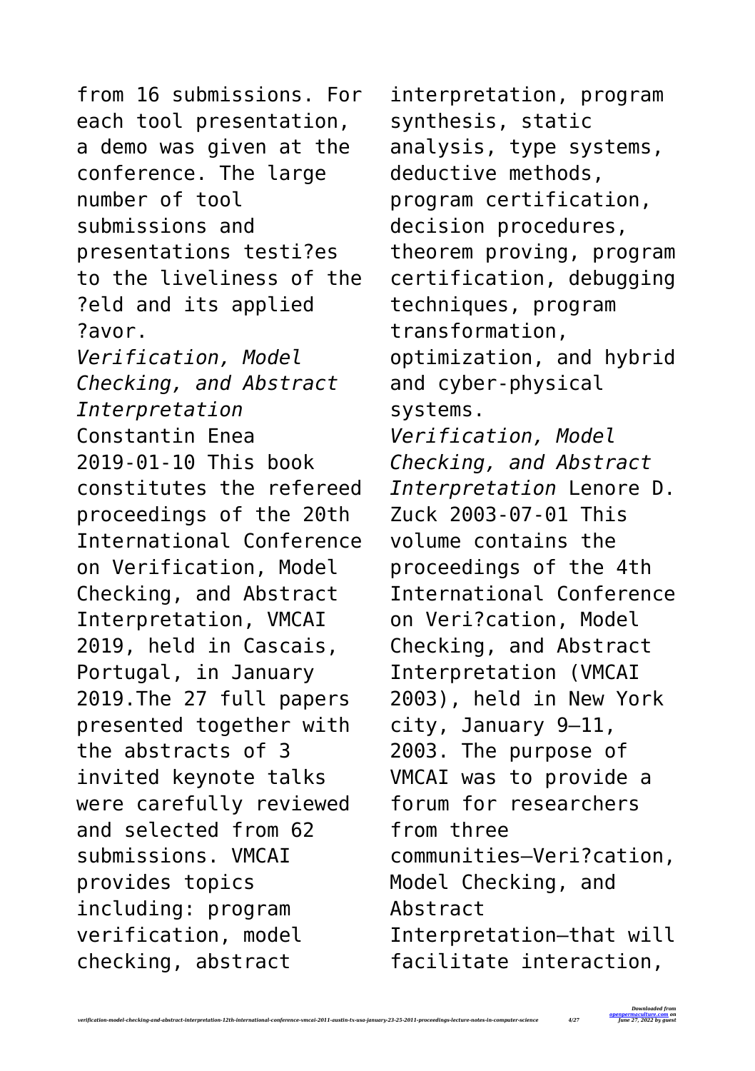from 16 submissions. For each tool presentation, a demo was given at the conference. The large number of tool submissions and presentations testi?es to the liveliness of the ?eld and its applied ?avor.

*Verification, Model Checking, and Abstract Interpretation* Constantin Enea 2019-01-10 This book constitutes the refereed proceedings of the 20th International Conference on Verification, Model Checking, and Abstract Interpretation, VMCAI 2019, held in Cascais, Portugal, in January 2019.The 27 full papers presented together with the abstracts of 3 invited keynote talks were carefully reviewed and selected from 62 submissions. VMCAI provides topics including: program verification, model checking, abstract interpretation, program synthesis, static analysis, type systems, deductive methods, program certification, decision procedures, theorem proving, program certification, debugging techniques, program transformation, optimization, and hybrid and cyber-physical systems.

*Verification, Model Checking, and Abstract Interpretation* Lenore D. Zuck 2003-07-01 This volume contains the proceedings of the 4th International Conference on Veri?cation, Model Checking, and Abstract Interpretation (VMCAI 2003), held in New York city, January 9–11, 2003. The purpose of VMCAI was to provide a forum for researchers from three communities—Veri?cation, Model Checking, and Abstract Interpretation—that will facilitate interaction,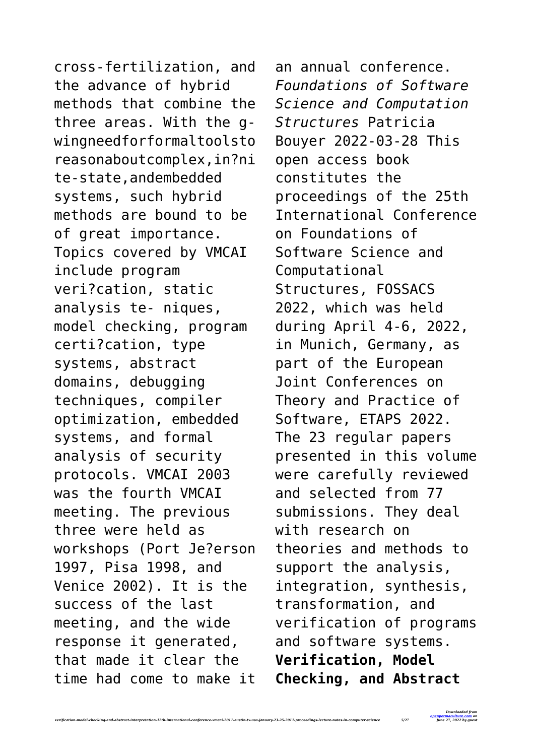cross-fertilization, and the advance of hybrid methods that combine the three areas. With the g-wingneedforformaltoolstoreasonaboutcomplex,in?nite-state,andembedded systems, such hybrid methods are bound to be of great importance. Topics covered by VMCAI include program veri?cation, static analysis te- niques, model checking, program certi?cation, type systems, abstract domains, debugging techniques, compiler optimization, embedded systems, and formal analysis of security protocols. VMCAI 2003 was the fourth VMCAI meeting. The previous three were held as workshops (Port Je?erson 1997, Pisa 1998, and Venice 2002). It is the success of the last meeting, and the wide response it generated, that made it clear the time had come to make it an annual conference.

*Foundations of Software Science and Computation Structures* Patricia Bouyer 2022-03-28 This open access book constitutes the proceedings of the 25th International Conference on Foundations of Software Science and Computational Structures, FOSSACS 2022, which was held during April 4-6, 2022, in Munich, Germany, as part of the European Joint Conferences on Theory and Practice of Software, ETAPS 2022. The 23 regular papers presented in this volume were carefully reviewed and selected from 77 submissions. They deal with research on theories and methods to support the analysis, integration, synthesis, transformation, and verification of programs and software systems.

**Verification, Model Checking, and Abstract**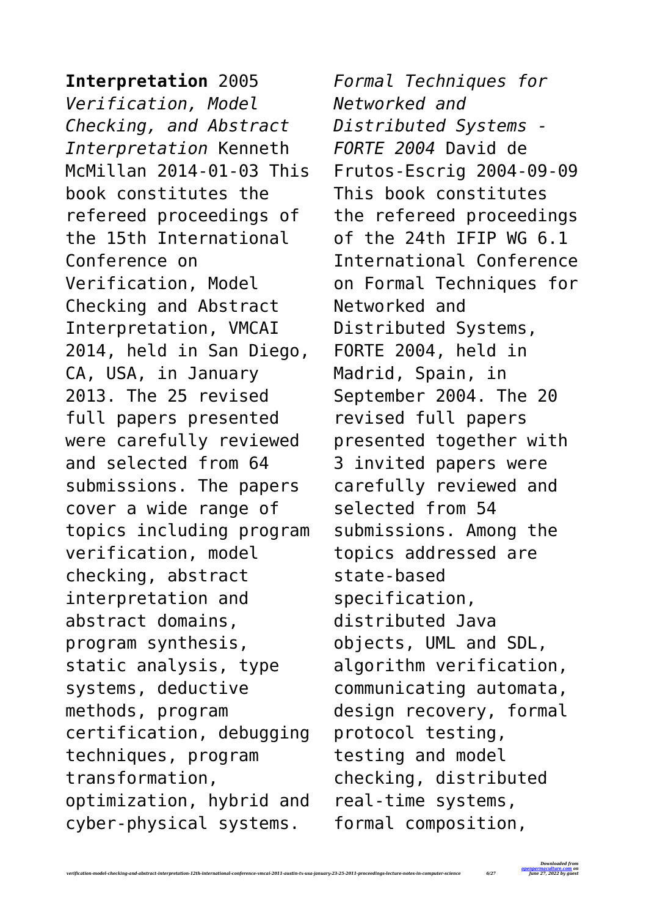**Interpretation** 2005

*Verification, Model Checking, and Abstract Interpretation* Kenneth McMillan 2014-01-03 This book constitutes the refereed proceedings of the 15th International Conference on Verification, Model Checking and Abstract Interpretation, VMCAI 2014, held in San Diego, CA, USA, in January 2013. The 25 revised full papers presented were carefully reviewed and selected from 64 submissions. The papers cover a wide range of topics including program verification, model checking, abstract interpretation and abstract domains, program synthesis, static analysis, type systems, deductive methods, program certification, debugging techniques, program transformation, optimization, hybrid and cyber-physical systems.

*Formal Techniques for Networked and Distributed Systems - FORTE 2004* David de Frutos-Escrig 2004-09-09 This book constitutes the refereed proceedings of the 24th IFIP WG 6.1 International Conference on Formal Techniques for Networked and Distributed Systems, FORTE 2004, held in Madrid, Spain, in September 2004. The 20 revised full papers presented together with 3 invited papers were carefully reviewed and selected from 54 submissions. Among the topics addressed are state-based specification, distributed Java objects, UML and SDL, algorithm verification, communicating automata, design recovery, formal protocol testing, testing and model checking, distributed real-time systems, formal composition,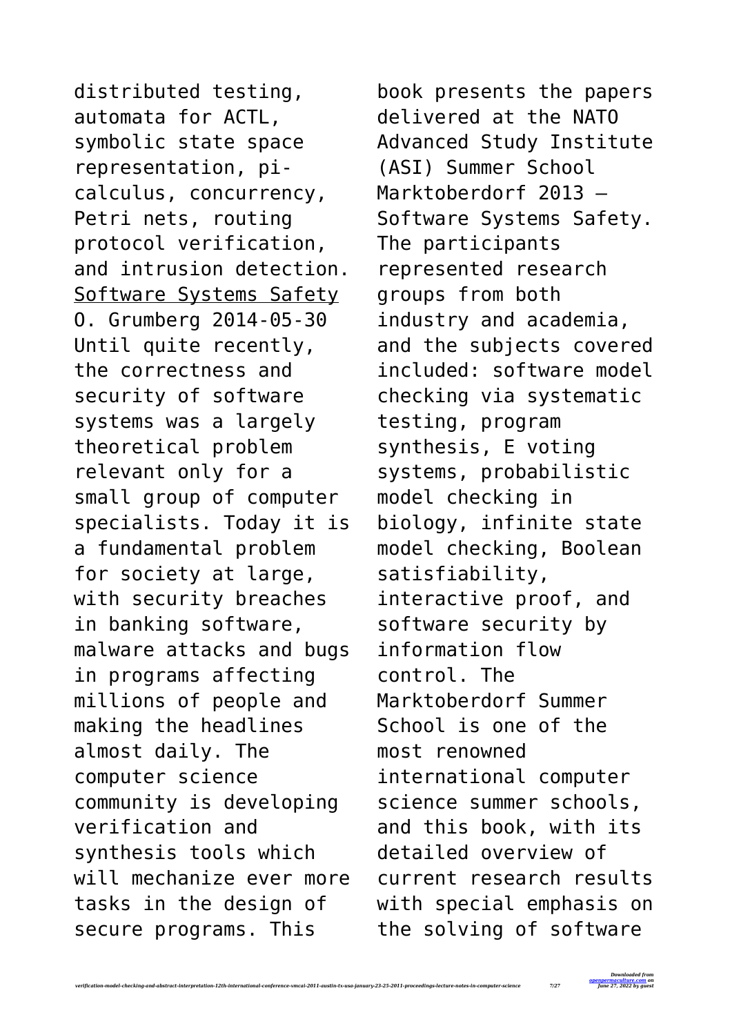distributed testing, automata for ACTL, symbolic state space representation, pi-calculus, concurrency, Petri nets, routing protocol verification, and intrusion detection.

Software Systems Safety

O. Grumberg 2014-05-30 Until quite recently, the correctness and security of software systems was a largely theoretical problem relevant only for a small group of computer specialists. Today it is a fundamental problem for society at large, with security breaches in banking software, malware attacks and bugs in programs affecting millions of people and making the headlines almost daily. The computer science community is developing verification and synthesis tools which will mechanize ever more tasks in the design of secure programs. This book presents the papers delivered at the NATO Advanced Study Institute (ASI) Summer School Marktoberdorf 2013 – Software Systems Safety. The participants represented research groups from both industry and academia, and the subjects covered included: software model checking via systematic testing, program synthesis, E voting systems, probabilistic model checking in biology, infinite state model checking, Boolean satisfiability, interactive proof, and software security by information flow control. The Marktoberdorf Summer School is one of the most renowned international computer science summer schools, and this book, with its detailed overview of current research results with special emphasis on the solving of software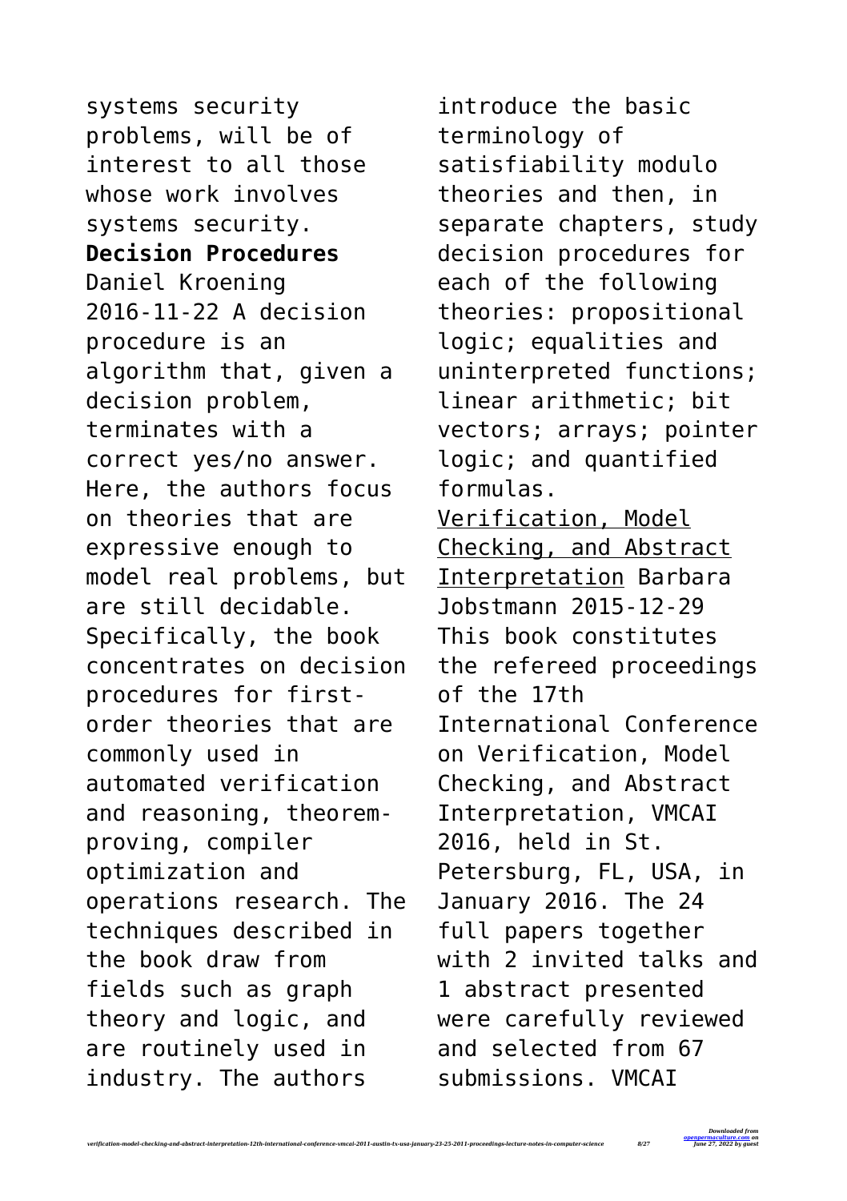systems security problems, will be of interest to all those whose work involves systems security.

**Decision Procedures**

Daniel Kroening 2016-11-22 A decision procedure is an algorithm that, given a decision problem, terminates with a correct yes/no answer. Here, the authors focus on theories that are expressive enough to model real problems, but are still decidable. Specifically, the book concentrates on decision procedures for first-order theories that are commonly used in automated verification and reasoning, theorem-proving, compiler optimization and operations research. The techniques described in the book draw from fields such as graph theory and logic, and are routinely used in industry. The authors introduce the basic terminology of satisfiability modulo theories and then, in separate chapters, study decision procedures for each of the following theories: propositional logic; equalities and uninterpreted functions; linear arithmetic; bit vectors; arrays; pointer logic; and quantified formulas.

Verification, Model Checking, and Abstract Interpretation Barbara Jobstmann 2015-12-29 This book constitutes the refereed proceedings of the 17th International Conference on Verification, Model Checking, and Abstract Interpretation, VMCAI 2016, held in St. Petersburg, FL, USA, in January 2016. The 24 full papers together with 2 invited talks and 1 abstract presented were carefully reviewed and selected from 67 submissions. VMCAI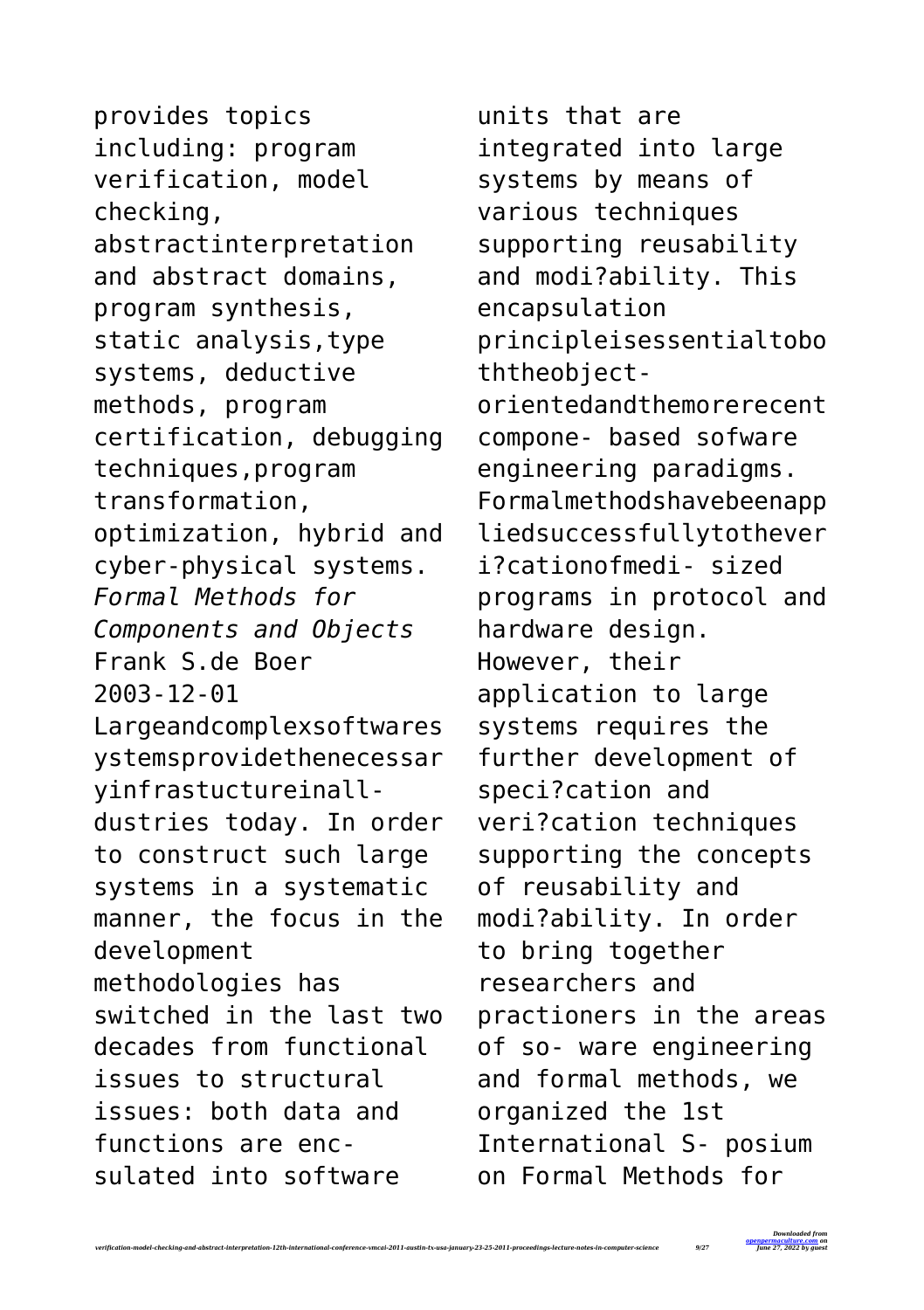provides topics including: program verification, model checking, abstractinterpretation and abstract domains, program synthesis, static analysis,type systems, deductive methods, program certification, debugging techniques,program transformation, optimization, hybrid and cyber-physical systems.

*Formal Methods for Components and Objects*
Frank S.de Boer
2003-12-01
Largeandcomplexsoftwaresystemsprovidethenecessaryinfrastuctureinall-dustries today. In order to construct such large systems in a systematic manner, the focus in the development methodologies has switched in the last two decades from functional issues to structural issues: both data and functions are enc- sulated into software units that are integrated into large systems by means of various techniques supporting reusability and modi?ability. This encapsulation principleisessentialtoboththeobject-orientedandthemorerecent compone- based sofware engineering paradigms. Formalmethodshavebeenappliedsuccessfullytotheveri?cationofmedi- sized programs in protocol and hardware design. However, their application to large systems requires the further development of speci?cation and veri?cation techniques supporting the concepts of reusability and modi?ability. In order to bring together researchers and practioners in the areas of so- ware engineering and formal methods, we organized the 1st International S- posium on Formal Methods for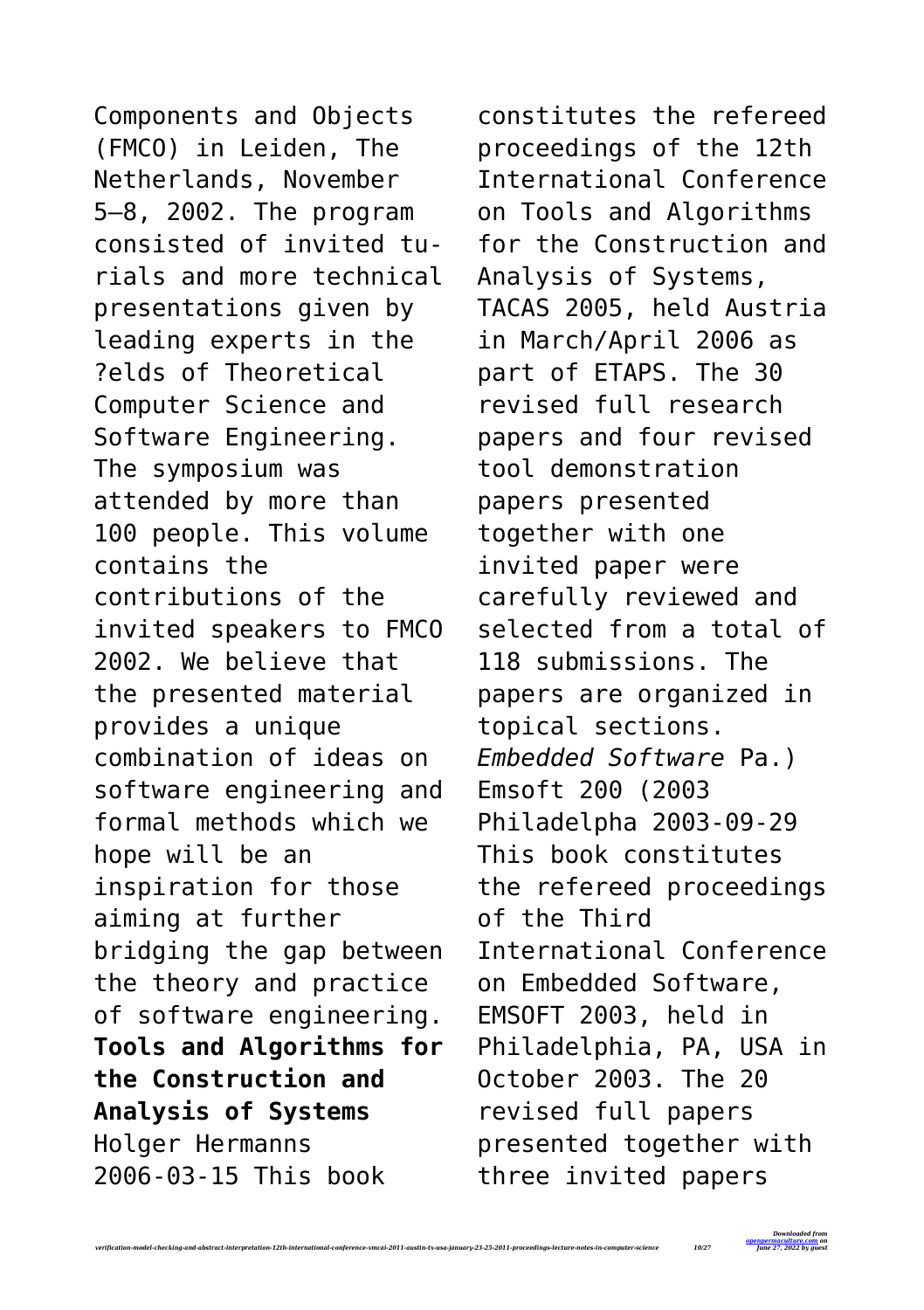Components and Objects (FMCO) in Leiden, The Netherlands, November 5–8, 2002. The program consisted of invited tu- rials and more technical presentations given by leading experts in the ?elds of Theoretical Computer Science and Software Engineering. The symposium was attended by more than 100 people. This volume contains the contributions of the invited speakers to FMCO 2002. We believe that the presented material provides a unique combination of ideas on software engineering and formal methods which we hope will be an inspiration for those aiming at further bridging the gap between the theory and practice of software engineering.

**Tools and Algorithms for the Construction and Analysis of Systems** Holger Hermanns 2006-03-15 This book constitutes the refereed proceedings of the 12th International Conference on Tools and Algorithms for the Construction and Analysis of Systems, TACAS 2005, held Austria in March/April 2006 as part of ETAPS. The 30 revised full research papers and four revised tool demonstration papers presented together with one invited paper were carefully reviewed and selected from a total of 118 submissions. The papers are organized in topical sections.

*Embedded Software* Pa.) Emsoft 200 (2003 Philadelpha 2003-09-29 This book constitutes the refereed proceedings of the Third International Conference on Embedded Software, EMSOFT 2003, held in Philadelphia, PA, USA in October 2003. The 20 revised full papers presented together with three invited papers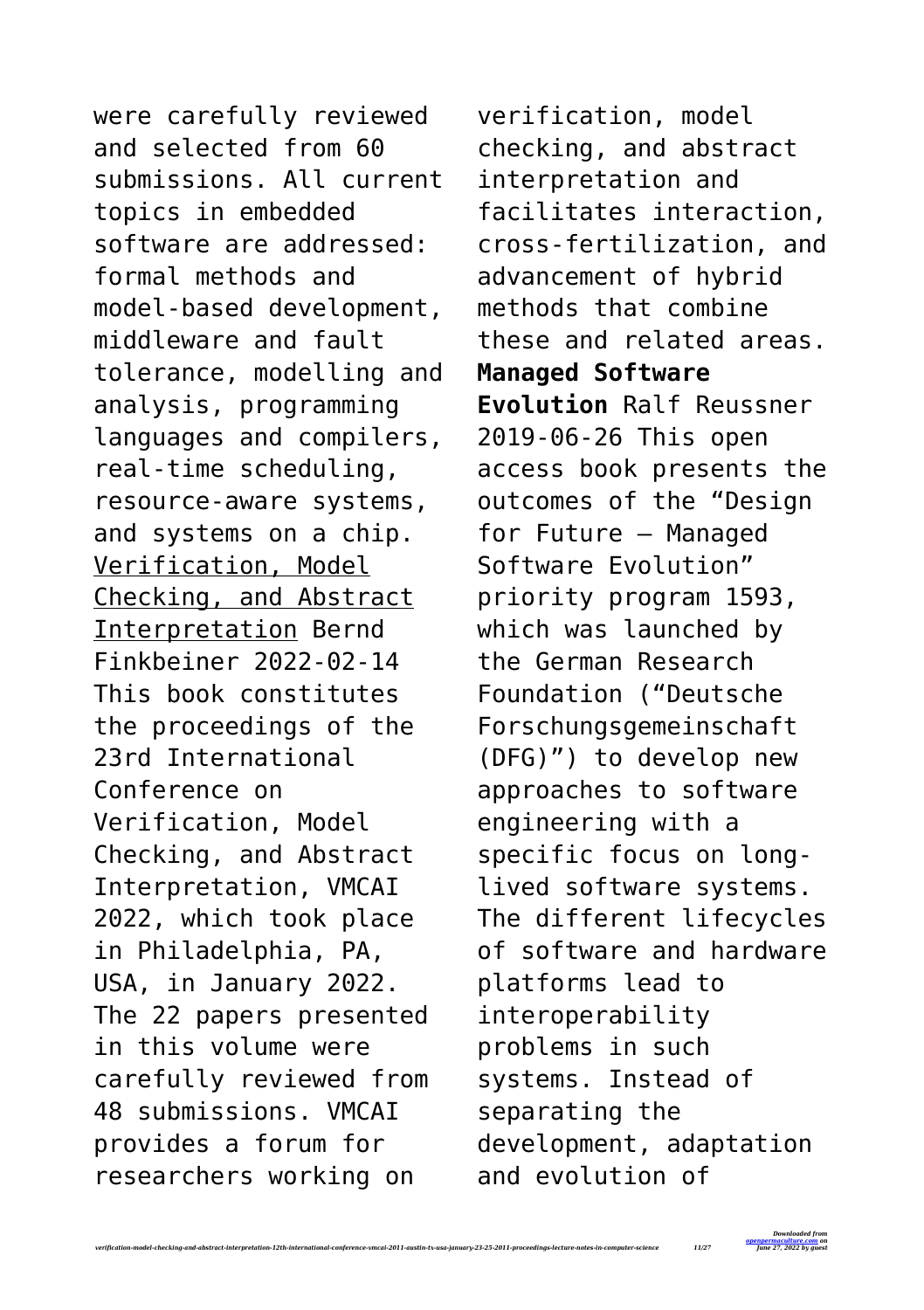were carefully reviewed and selected from 60 submissions. All current topics in embedded software are addressed: formal methods and model-based development, middleware and fault tolerance, modelling and analysis, programming languages and compilers, real-time scheduling, resource-aware systems, and systems on a chip.

Verification, Model Checking, and Abstract Interpretation Bernd Finkbeiner 2022-02-14 This book constitutes the proceedings of the 23rd International Conference on Verification, Model Checking, and Abstract Interpretation, VMCAI 2022, which took place in Philadelphia, PA, USA, in January 2022. The 22 papers presented in this volume were carefully reviewed from 48 submissions. VMCAI provides a forum for researchers working on verification, model checking, and abstract interpretation and facilitates interaction, cross-fertilization, and advancement of hybrid methods that combine these and related areas.

**Managed Software Evolution** Ralf Reussner 2019-06-26 This open access book presents the outcomes of the "Design for Future – Managed Software Evolution" priority program 1593, which was launched by the German Research Foundation ("Deutsche Forschungsgemeinschaft (DFG)") to develop new approaches to software engineering with a specific focus on long-lived software systems. The different lifecycles of software and hardware platforms lead to interoperability problems in such systems. Instead of separating the development, adaptation and evolution of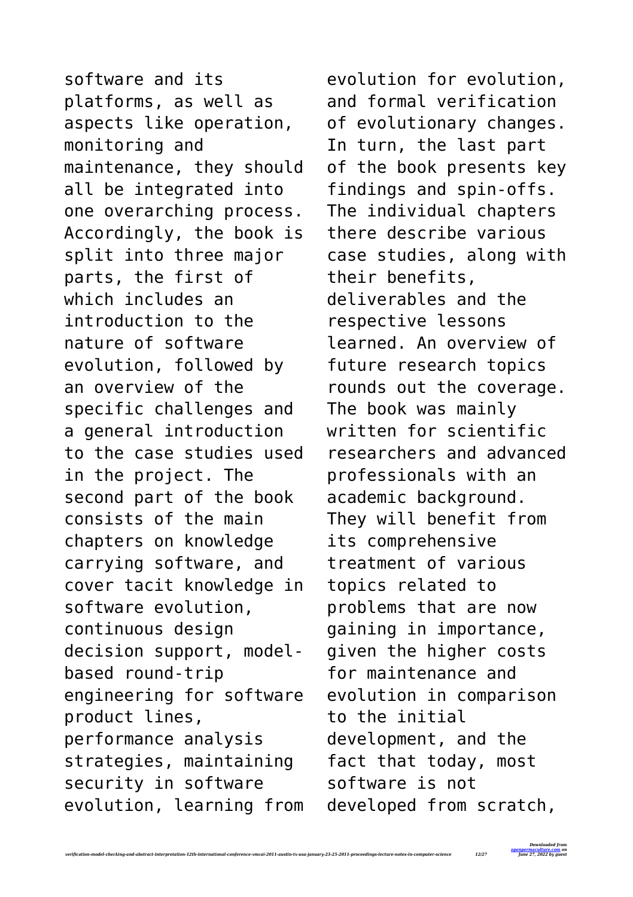software and its platforms, as well as aspects like operation, monitoring and maintenance, they should all be integrated into one overarching process. Accordingly, the book is split into three major parts, the first of which includes an introduction to the nature of software evolution, followed by an overview of the specific challenges and a general introduction to the case studies used in the project. The second part of the book consists of the main chapters on knowledge carrying software, and cover tacit knowledge in software evolution, continuous design decision support, model-based round-trip engineering for software product lines, performance analysis strategies, maintaining security in software evolution, learning from evolution for evolution, and formal verification of evolutionary changes. In turn, the last part of the book presents key findings and spin-offs. The individual chapters there describe various case studies, along with their benefits, deliverables and the respective lessons learned. An overview of future research topics rounds out the coverage. The book was mainly written for scientific researchers and advanced professionals with an academic background. They will benefit from its comprehensive treatment of various topics related to problems that are now gaining in importance, given the higher costs for maintenance and evolution in comparison to the initial development, and the fact that today, most software is not developed from scratch,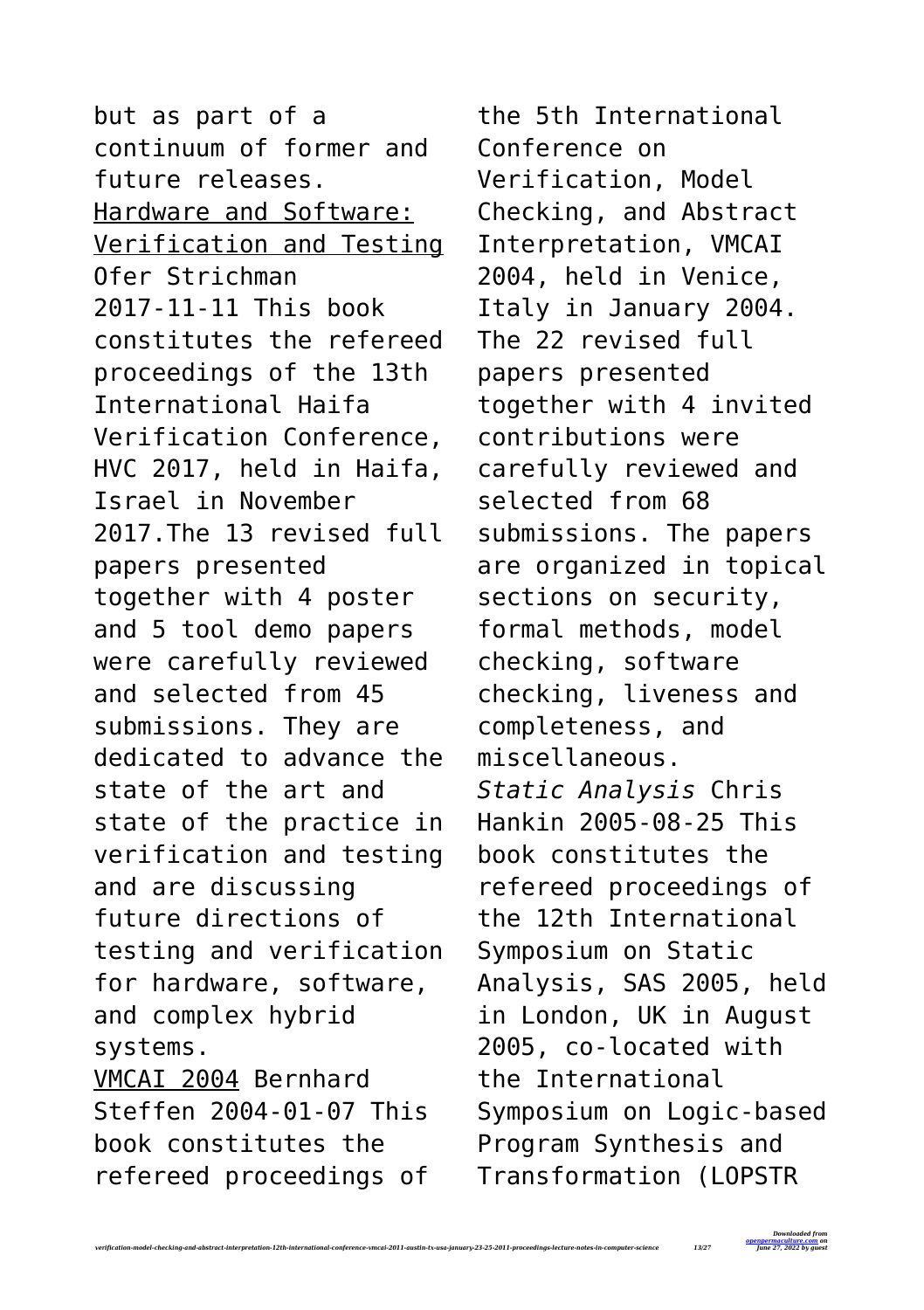but as part of a continuum of former and future releases.

Hardware and Software: Verification and Testing Ofer Strichman 2017-11-11 This book constitutes the refereed proceedings of the 13th International Haifa Verification Conference, HVC 2017, held in Haifa, Israel in November 2017.The 13 revised full papers presented together with 4 poster and 5 tool demo papers were carefully reviewed and selected from 45 submissions. They are dedicated to advance the state of the art and state of the practice in verification and testing and are discussing future directions of testing and verification for hardware, software, and complex hybrid systems.

VMCAI 2004 Bernhard Steffen 2004-01-07 This book constitutes the refereed proceedings of the 5th International Conference on Verification, Model Checking, and Abstract Interpretation, VMCAI 2004, held in Venice, Italy in January 2004. The 22 revised full papers presented together with 4 invited contributions were carefully reviewed and selected from 68 submissions. The papers are organized in topical sections on security, formal methods, model checking, software checking, liveness and completeness, and miscellaneous.

*Static Analysis* Chris Hankin 2005-08-25 This book constitutes the refereed proceedings of the 12th International Symposium on Static Analysis, SAS 2005, held in London, UK in August 2005, co-located with the International Symposium on Logic-based Program Synthesis and Transformation (LOPSTR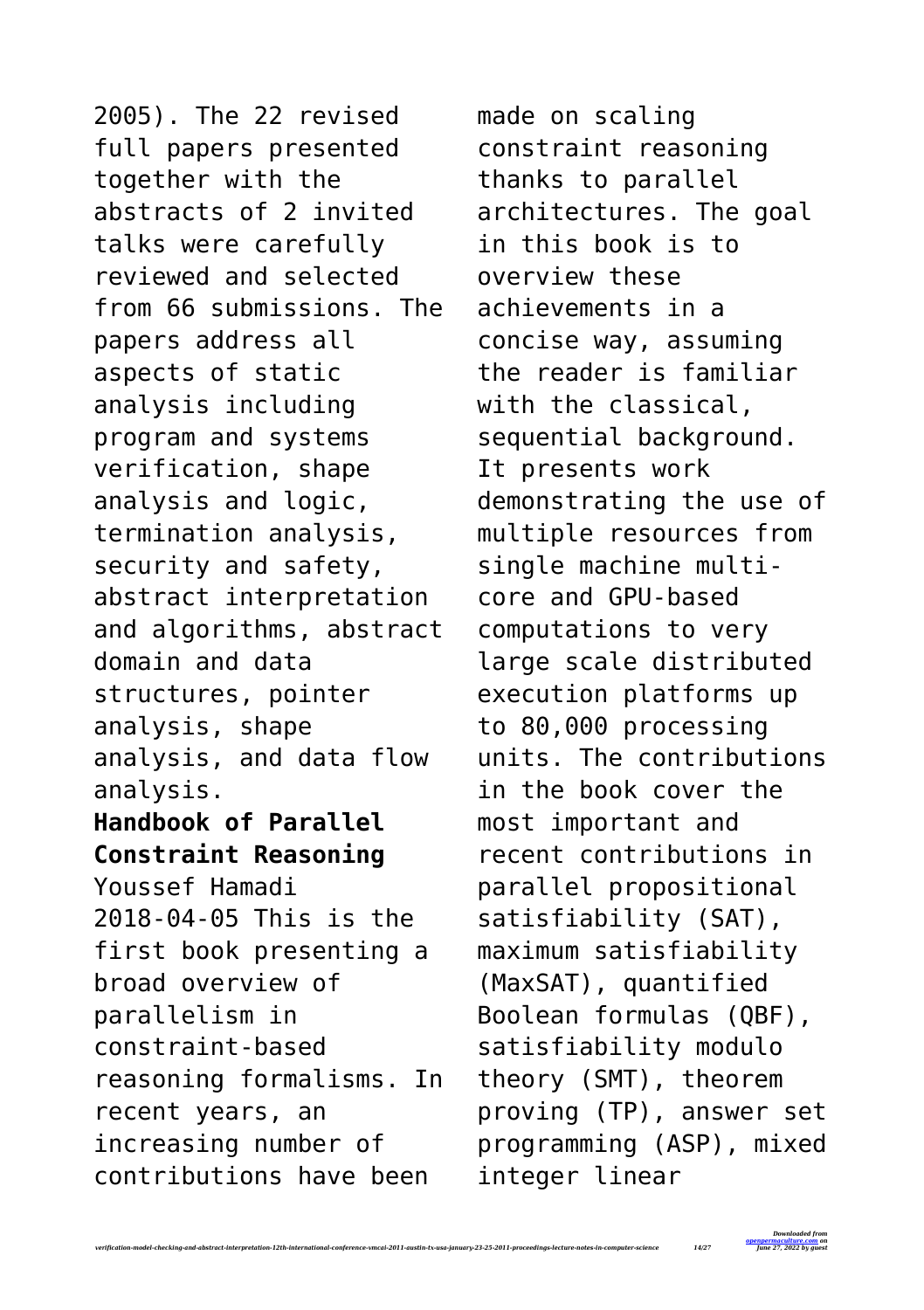2005). The 22 revised full papers presented together with the abstracts of 2 invited talks were carefully reviewed and selected from 66 submissions. The papers address all aspects of static analysis including program and systems verification, shape analysis and logic, termination analysis, security and safety, abstract interpretation and algorithms, abstract domain and data structures, pointer analysis, shape analysis, and data flow analysis.

**Handbook of Parallel Constraint Reasoning**

Youssef Hamadi

2018-04-05 This is the first book presenting a broad overview of parallelism in constraint-based reasoning formalisms. In recent years, an increasing number of contributions have been made on scaling constraint reasoning thanks to parallel architectures. The goal in this book is to overview these achievements in a concise way, assuming the reader is familiar with the classical, sequential background. It presents work demonstrating the use of multiple resources from single machine multi-core and GPU-based computations to very large scale distributed execution platforms up to 80,000 processing units. The contributions in the book cover the most important and recent contributions in parallel propositional satisfiability (SAT), maximum satisfiability (MaxSAT), quantified Boolean formulas (QBF), satisfiability modulo theory (SMT), theorem proving (TP), answer set programming (ASP), mixed integer linear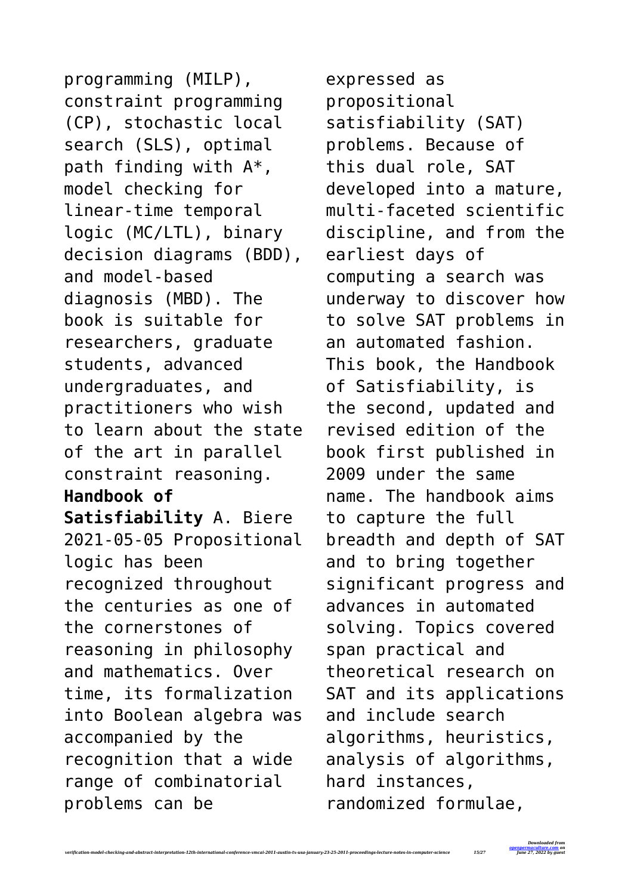programming (MILP), constraint programming (CP), stochastic local search (SLS), optimal path finding with A*, model checking for linear-time temporal logic (MC/LTL), binary decision diagrams (BDD), and model-based diagnosis (MBD). The book is suitable for researchers, graduate students, advanced undergraduates, and practitioners who wish to learn about the state of the art in parallel constraint reasoning.

**Handbook of Satisfiability** A. Biere 2021-05-05 Propositional logic has been recognized throughout the centuries as one of the cornerstones of reasoning in philosophy and mathematics. Over time, its formalization into Boolean algebra was accompanied by the recognition that a wide range of combinatorial problems can be expressed as propositional satisfiability (SAT) problems. Because of this dual role, SAT developed into a mature, multi-faceted scientific discipline, and from the earliest days of computing a search was underway to discover how to solve SAT problems in an automated fashion. This book, the Handbook of Satisfiability, is the second, updated and revised edition of the book first published in 2009 under the same name. The handbook aims to capture the full breadth and depth of SAT and to bring together significant progress and advances in automated solving. Topics covered span practical and theoretical research on SAT and its applications and include search algorithms, heuristics, analysis of algorithms, hard instances, randomized formulae,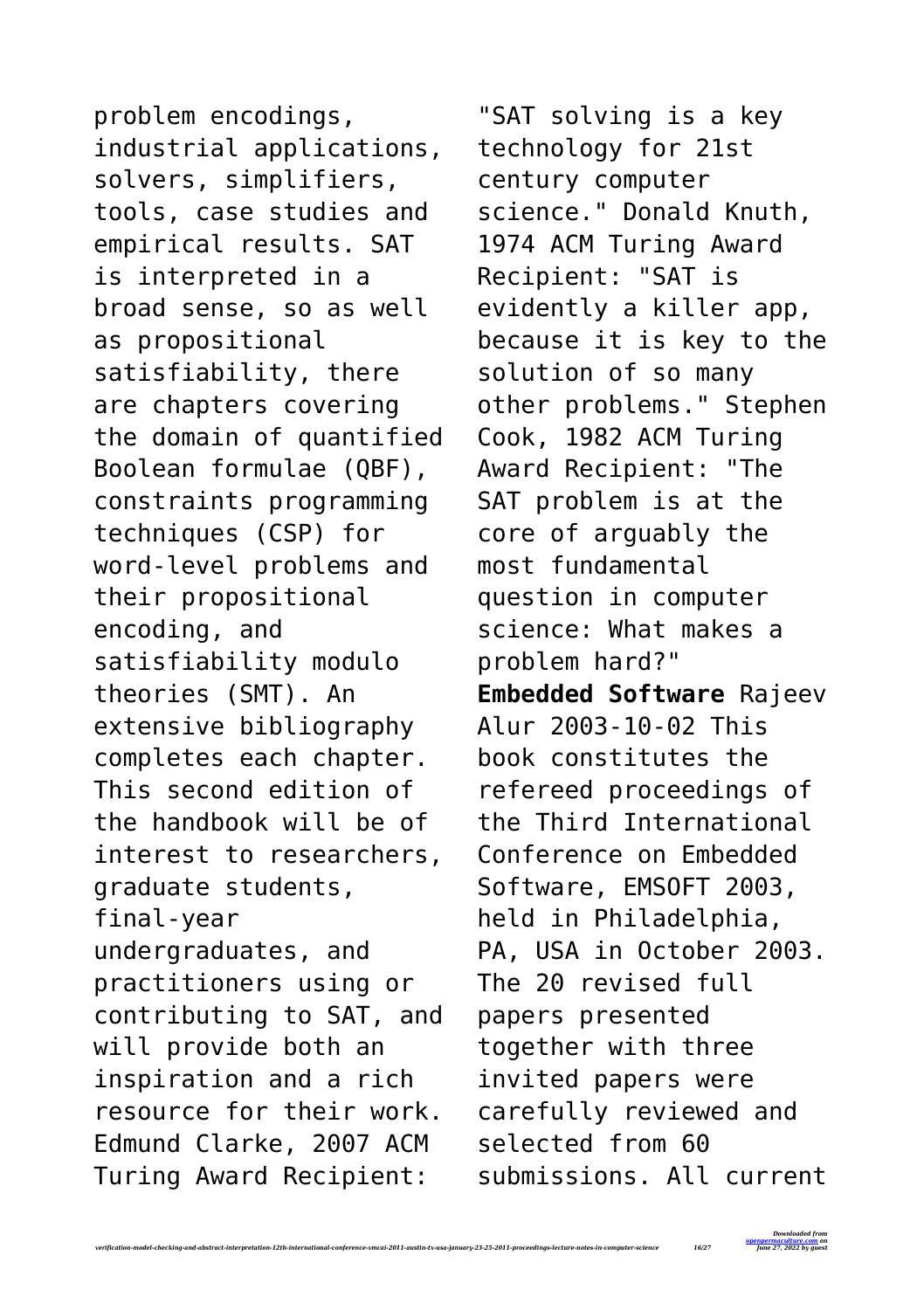problem encodings, industrial applications, solvers, simplifiers, tools, case studies and empirical results. SAT is interpreted in a broad sense, so as well as propositional satisfiability, there are chapters covering the domain of quantified Boolean formulae (QBF), constraints programming techniques (CSP) for word-level problems and their propositional encoding, and satisfiability modulo theories (SMT). An extensive bibliography completes each chapter. This second edition of the handbook will be of interest to researchers, graduate students, final-year undergraduates, and practitioners using or contributing to SAT, and will provide both an inspiration and a rich resource for their work. Edmund Clarke, 2007 ACM Turing Award Recipient: "SAT solving is a key technology for 21st century computer science." Donald Knuth, 1974 ACM Turing Award Recipient: "SAT is evidently a killer app, because it is key to the solution of so many other problems." Stephen Cook, 1982 ACM Turing Award Recipient: "The SAT problem is at the core of arguably the most fundamental question in computer science: What makes a problem hard?"

**Embedded Software** Rajeev Alur 2003-10-02 This book constitutes the refereed proceedings of the Third International Conference on Embedded Software, EMSOFT 2003, held in Philadelphia, PA, USA in October 2003. The 20 revised full papers presented together with three invited papers were carefully reviewed and selected from 60 submissions. All current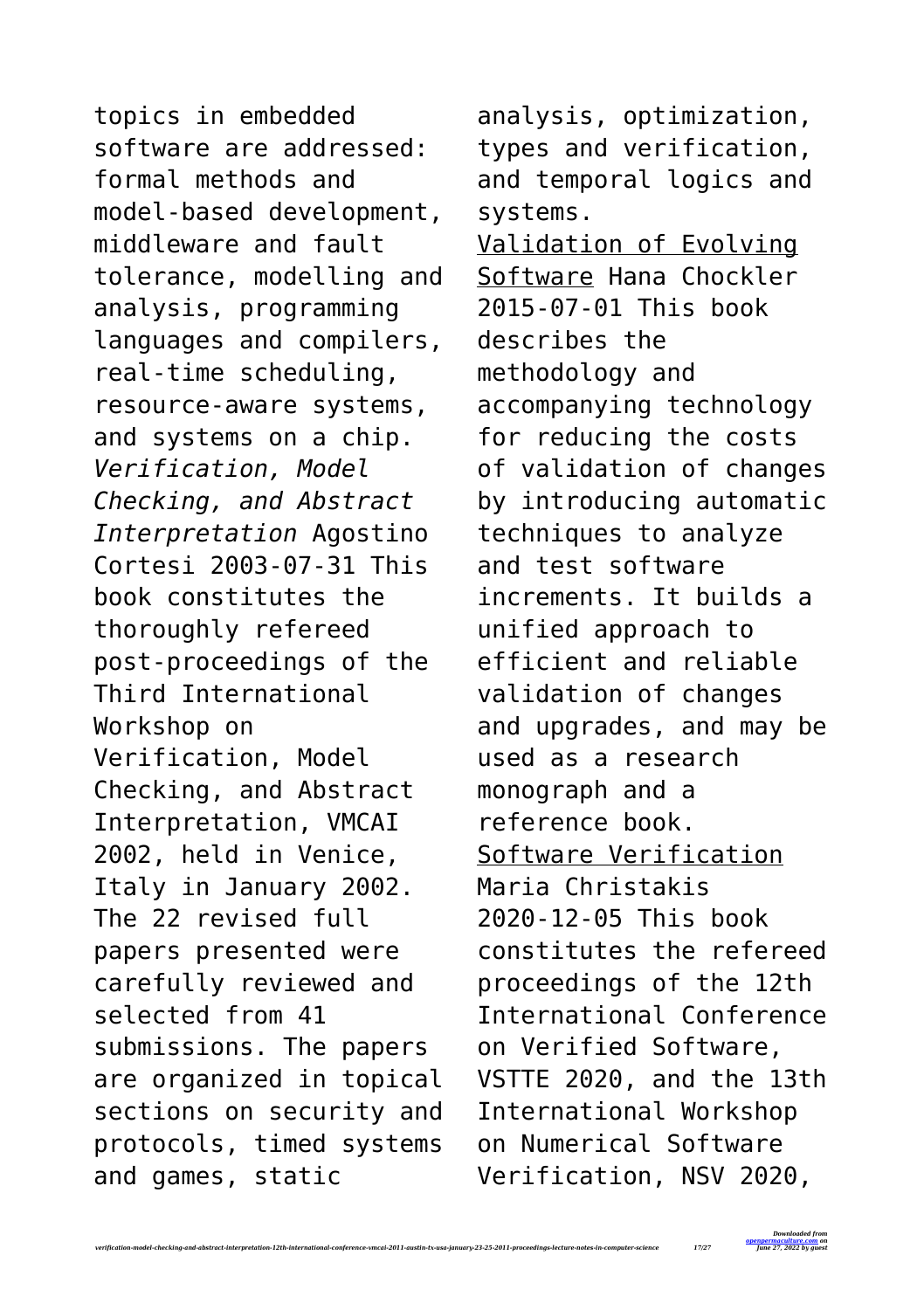topics in embedded software are addressed: formal methods and model-based development, middleware and fault tolerance, modelling and analysis, programming languages and compilers, real-time scheduling, resource-aware systems, and systems on a chip.

*Verification, Model Checking, and Abstract Interpretation* Agostino Cortesi 2003-07-31 This book constitutes the thoroughly refereed post-proceedings of the Third International Workshop on Verification, Model Checking, and Abstract Interpretation, VMCAI 2002, held in Venice, Italy in January 2002. The 22 revised full papers presented were carefully reviewed and selected from 41 submissions. The papers are organized in topical sections on security and protocols, timed systems and games, static analysis, optimization, types and verification, and temporal logics and systems.

Validation of Evolving Software Hana Chockler 2015-07-01 This book describes the methodology and accompanying technology for reducing the costs of validation of changes by introducing automatic techniques to analyze and test software increments. It builds a unified approach to efficient and reliable validation of changes and upgrades, and may be used as a research monograph and a reference book.

Software Verification Maria Christakis 2020-12-05 This book constitutes the refereed proceedings of the 12th International Conference on Verified Software, VSTTE 2020, and the 13th International Workshop on Numerical Software Verification, NSV 2020,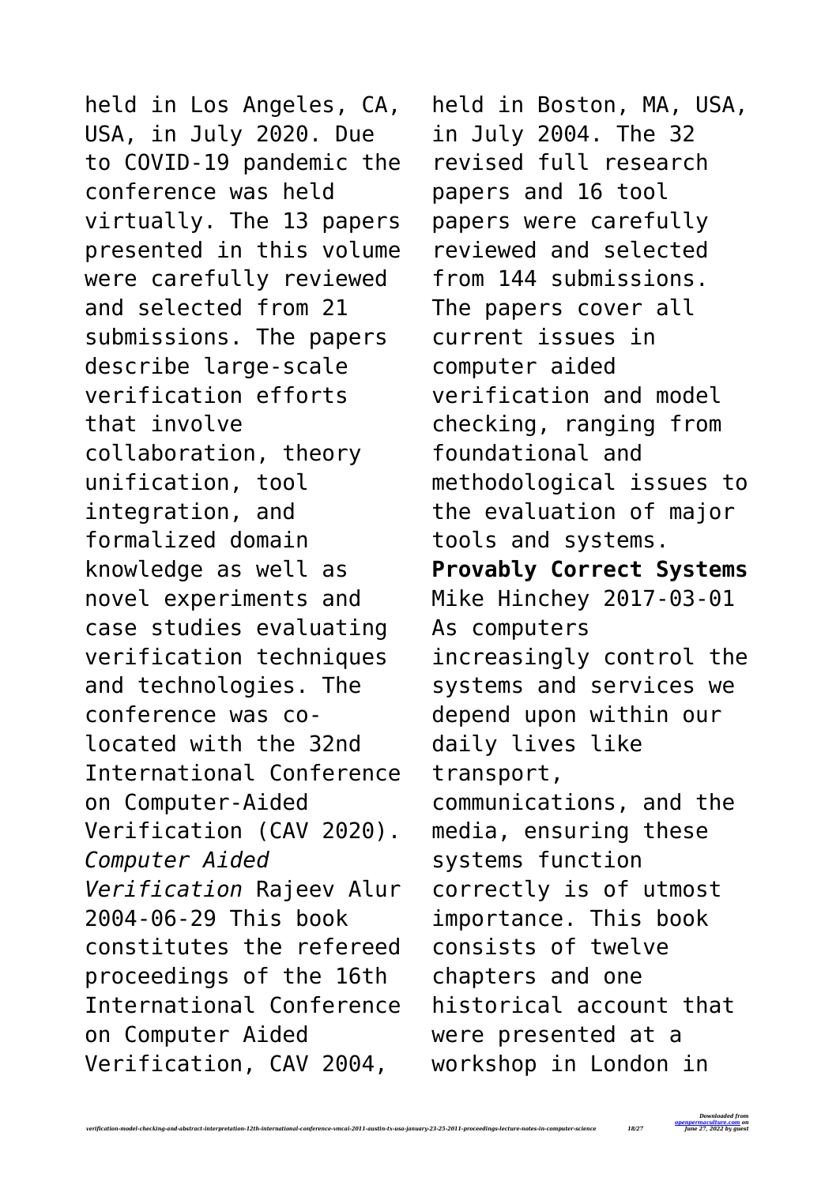held in Los Angeles, CA, USA, in July 2020. Due to COVID-19 pandemic the conference was held virtually. The 13 papers presented in this volume were carefully reviewed and selected from 21 submissions. The papers describe large-scale verification efforts that involve collaboration, theory unification, tool integration, and formalized domain knowledge as well as novel experiments and case studies evaluating verification techniques and technologies. The conference was co-located with the 32nd International Conference on Computer-Aided Verification (CAV 2020).

*Computer Aided Verification* Rajeev Alur 2004-06-29 This book constitutes the refereed proceedings of the 16th International Conference on Computer Aided Verification, CAV 2004, held in Boston, MA, USA, in July 2004. The 32 revised full research papers and 16 tool papers were carefully reviewed and selected from 144 submissions. The papers cover all current issues in computer aided verification and model checking, ranging from foundational and methodological issues to the evaluation of major tools and systems.

**Provably Correct Systems** Mike Hinchey 2017-03-01 As computers increasingly control the systems and services we depend upon within our daily lives like transport, communications, and the media, ensuring these systems function correctly is of utmost importance. This book consists of twelve chapters and one historical account that were presented at a workshop in London in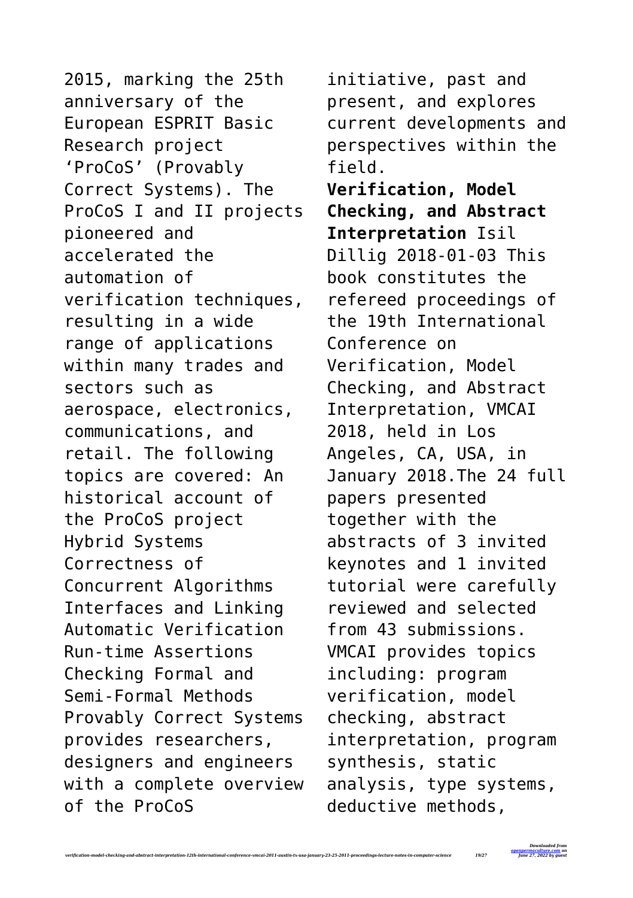2015, marking the 25th anniversary of the European ESPRIT Basic Research project 'ProCoS' (Provably Correct Systems). The ProCoS I and II projects pioneered and accelerated the automation of verification techniques, resulting in a wide range of applications within many trades and sectors such as aerospace, electronics, communications, and retail. The following topics are covered: An historical account of the ProCoS project Hybrid Systems Correctness of Concurrent Algorithms Interfaces and Linking Automatic Verification Run-time Assertions Checking Formal and Semi-Formal Methods Provably Correct Systems provides researchers, designers and engineers with a complete overview of the ProCoS initiative, past and present, and explores current developments and perspectives within the field.

**Verification, Model Checking, and Abstract Interpretation** Isil Dillig 2018-01-03 This book constitutes the refereed proceedings of the 19th International Conference on Verification, Model Checking, and Abstract Interpretation, VMCAI 2018, held in Los Angeles, CA, USA, in January 2018.The 24 full papers presented together with the abstracts of 3 invited keynotes and 1 invited tutorial were carefully reviewed and selected from 43 submissions. VMCAI provides topics including: program verification, model checking, abstract interpretation, program synthesis, static analysis, type systems, deductive methods,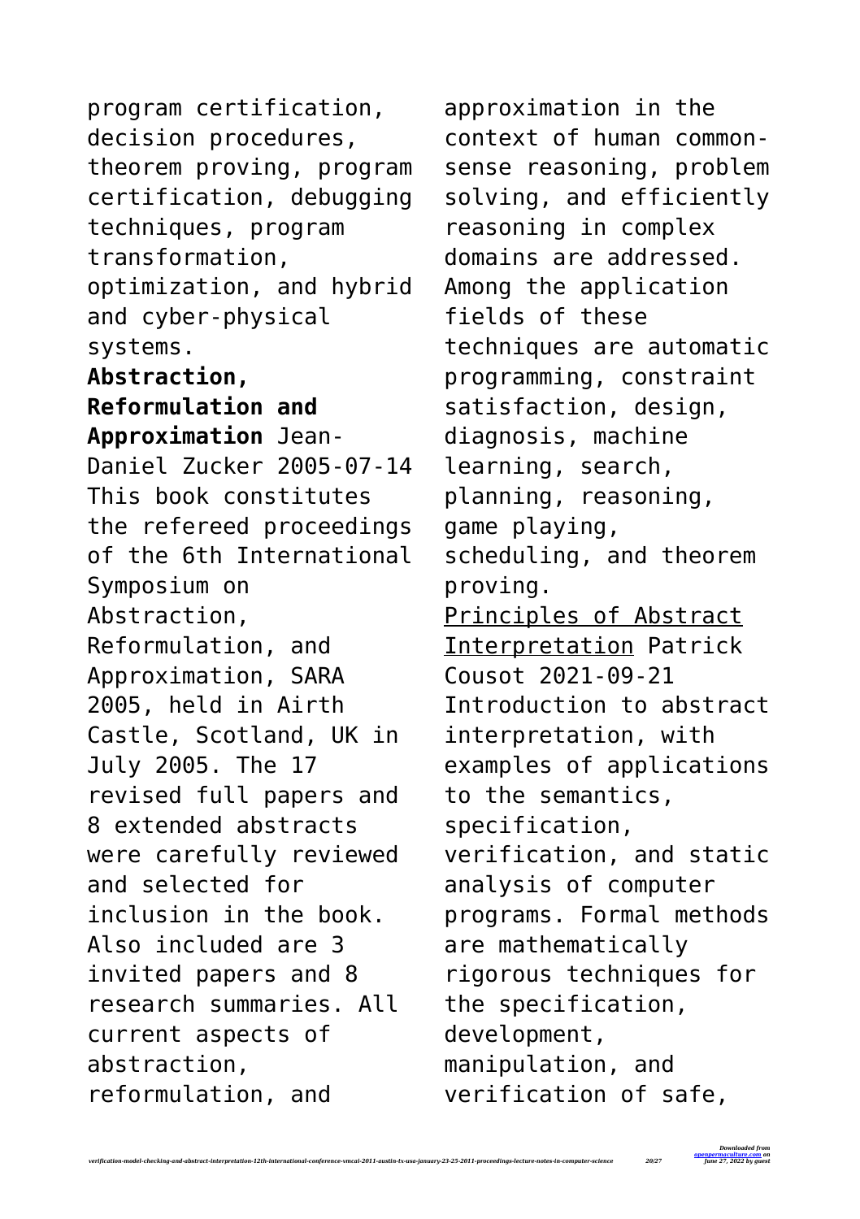program certification, decision procedures, theorem proving, program certification, debugging techniques, program transformation, optimization, and hybrid and cyber-physical systems.

**Abstraction, Reformulation and Approximation** Jean-Daniel Zucker 2005-07-14 This book constitutes the refereed proceedings of the 6th International Symposium on Abstraction, Reformulation, and Approximation, SARA 2005, held in Airth Castle, Scotland, UK in July 2005. The 17 revised full papers and 8 extended abstracts were carefully reviewed and selected for inclusion in the book. Also included are 3 invited papers and 8 research summaries. All current aspects of abstraction, reformulation, and approximation in the context of human common-sense reasoning, problem solving, and efficiently reasoning in complex domains are addressed. Among the application fields of these techniques are automatic programming, constraint satisfaction, design, diagnosis, machine learning, search, planning, reasoning, game playing, scheduling, and theorem proving.

Principles of Abstract Interpretation Patrick Cousot 2021-09-21 Introduction to abstract interpretation, with examples of applications to the semantics, specification, verification, and static analysis of computer programs. Formal methods are mathematically rigorous techniques for the specification, development, manipulation, and verification of safe,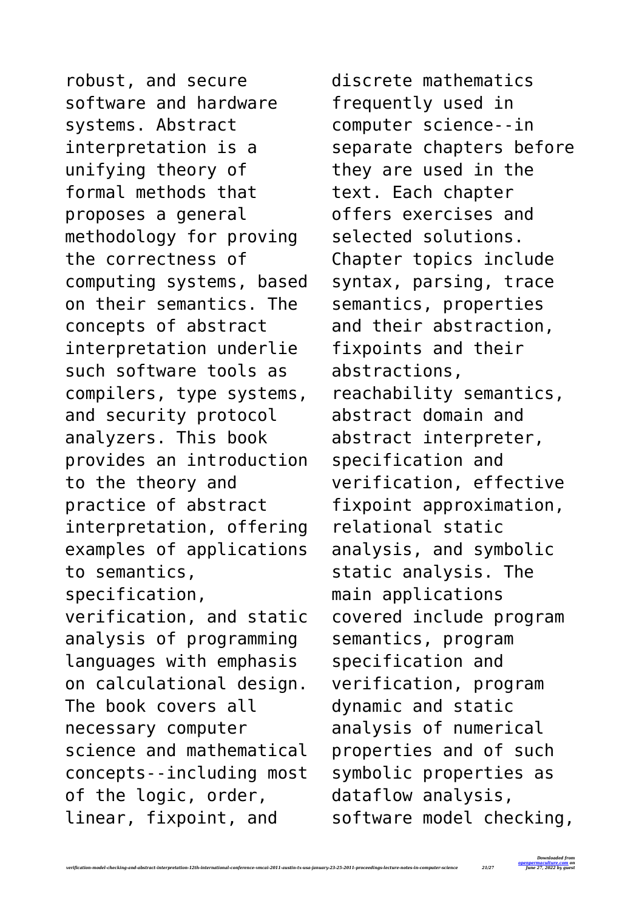robust, and secure software and hardware systems. Abstract interpretation is a unifying theory of formal methods that proposes a general methodology for proving the correctness of computing systems, based on their semantics. The concepts of abstract interpretation underlie such software tools as compilers, type systems, and security protocol analyzers. This book provides an introduction to the theory and practice of abstract interpretation, offering examples of applications to semantics, specification, verification, and static analysis of programming languages with emphasis on calculational design. The book covers all necessary computer science and mathematical concepts--including most of the logic, order, linear, fixpoint, and discrete mathematics frequently used in computer science--in separate chapters before they are used in the text. Each chapter offers exercises and selected solutions. Chapter topics include syntax, parsing, trace semantics, properties and their abstraction, fixpoints and their abstractions, reachability semantics, abstract domain and abstract interpreter, specification and verification, effective fixpoint approximation, relational static analysis, and symbolic static analysis. The main applications covered include program semantics, program specification and verification, program dynamic and static analysis of numerical properties and of such symbolic properties as dataflow analysis, software model checking,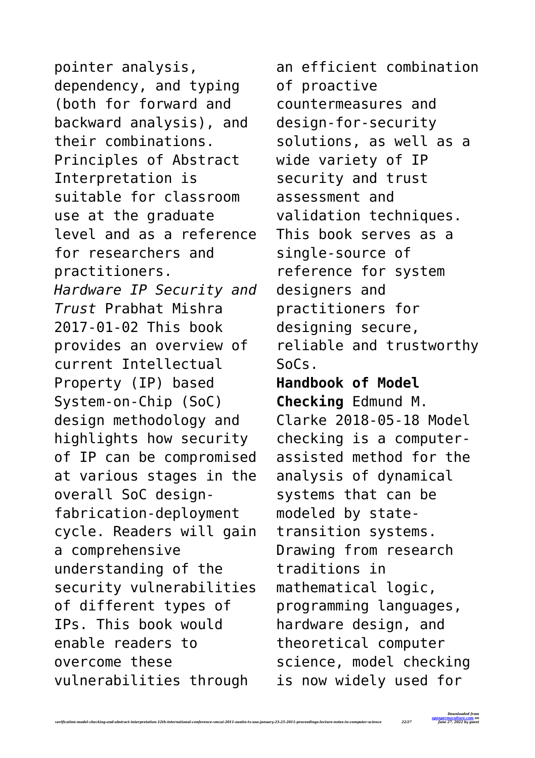pointer analysis, dependency, and typing (both for forward and backward analysis), and their combinations. Principles of Abstract Interpretation is suitable for classroom use at the graduate level and as a reference for researchers and practitioners.

*Hardware IP Security and Trust* Prabhat Mishra 2017-01-02 This book provides an overview of current Intellectual Property (IP) based System-on-Chip (SoC) design methodology and highlights how security of IP can be compromised at various stages in the overall SoC design-fabrication-deployment cycle. Readers will gain a comprehensive understanding of the security vulnerabilities of different types of IPs. This book would enable readers to overcome these vulnerabilities through an efficient combination of proactive countermeasures and design-for-security solutions, as well as a wide variety of IP security and trust assessment and validation techniques. This book serves as a single-source of reference for system designers and practitioners for designing secure, reliable and trustworthy SoCs.

**Handbook of Model Checking** Edmund M. Clarke 2018-05-18 Model checking is a computer-assisted method for the analysis of dynamical systems that can be modeled by state-transition systems. Drawing from research traditions in mathematical logic, programming languages, hardware design, and theoretical computer science, model checking is now widely used for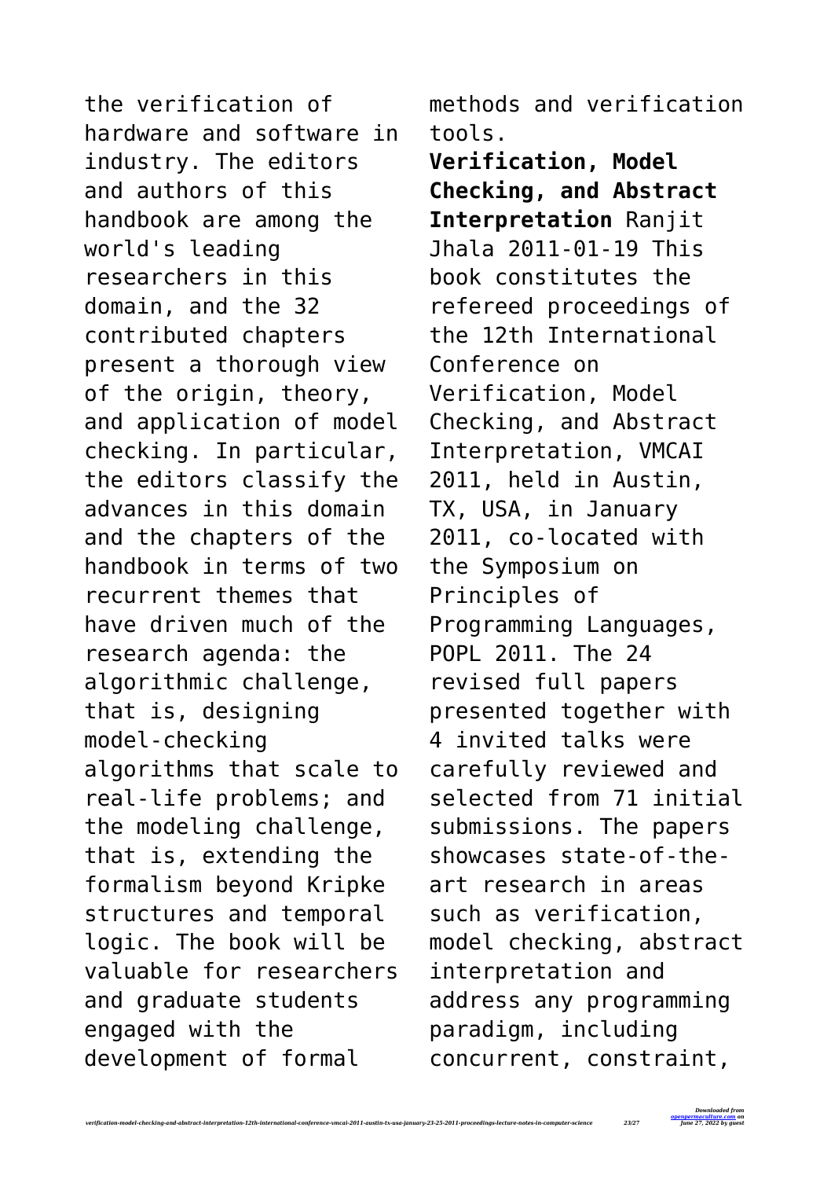the verification of hardware and software in industry. The editors and authors of this handbook are among the world's leading researchers in this domain, and the 32 contributed chapters present a thorough view of the origin, theory, and application of model checking. In particular, the editors classify the advances in this domain and the chapters of the handbook in terms of two recurrent themes that have driven much of the research agenda: the algorithmic challenge, that is, designing model-checking algorithms that scale to real-life problems; and the modeling challenge, that is, extending the formalism beyond Kripke structures and temporal logic. The book will be valuable for researchers and graduate students engaged with the development of formal methods and verification tools.

**Verification, Model Checking, and Abstract Interpretation** Ranjit Jhala 2011-01-19 This book constitutes the refereed proceedings of the 12th International Conference on Verification, Model Checking, and Abstract Interpretation, VMCAI 2011, held in Austin, TX, USA, in January 2011, co-located with the Symposium on Principles of Programming Languages, POPL 2011. The 24 revised full papers presented together with 4 invited talks were carefully reviewed and selected from 71 initial submissions. The papers showcases state-of-the-art research in areas such as verification, model checking, abstract interpretation and address any programming paradigm, including concurrent, constraint,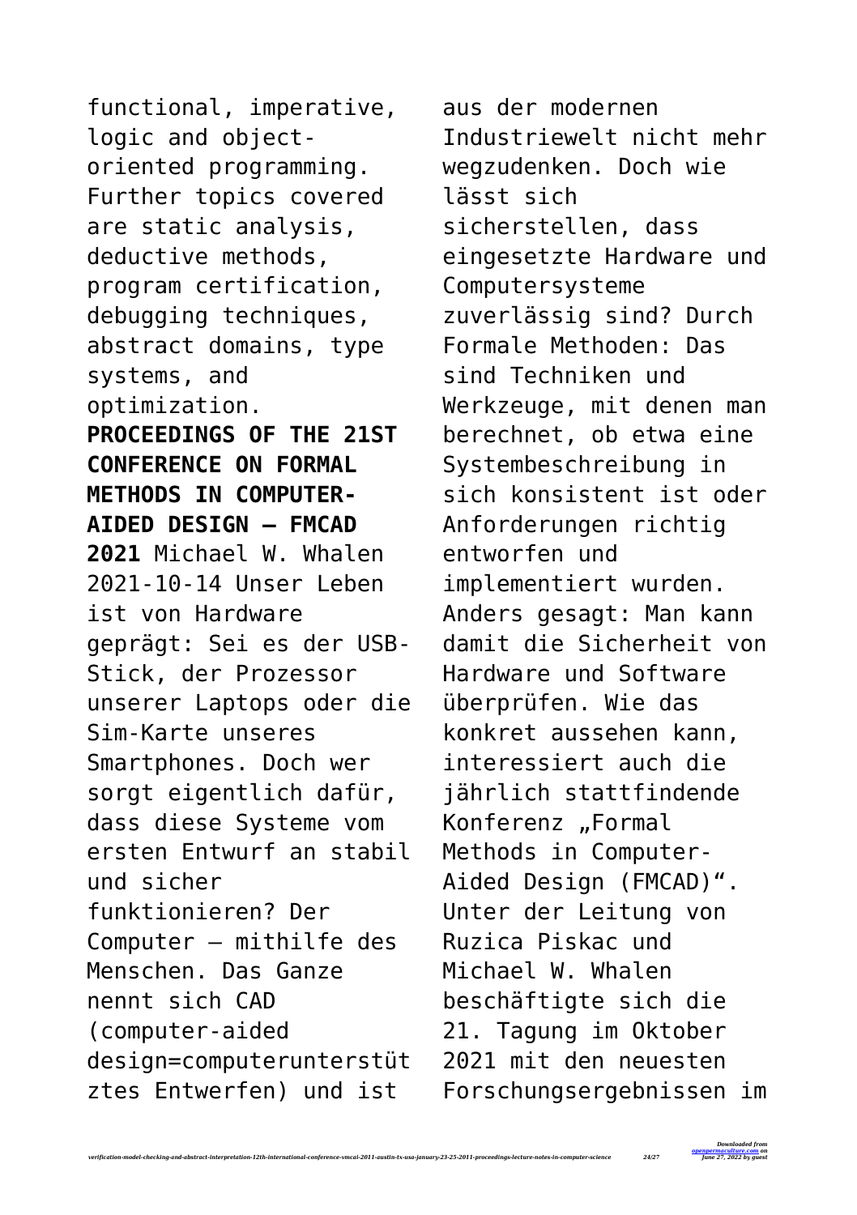functional, imperative, logic and object-oriented programming. Further topics covered are static analysis, deductive methods, program certification, debugging techniques, abstract domains, type systems, and optimization.

**PROCEEDINGS OF THE 21ST CONFERENCE ON FORMAL METHODS IN COMPUTER-AIDED DESIGN – FMCAD 2021** Michael W. Whalen 2021-10-14 Unser Leben ist von Hardware geprägt: Sei es der USB-Stick, der Prozessor unserer Laptops oder die Sim-Karte unseres Smartphones. Doch wer sorgt eigentlich dafür, dass diese Systeme vom ersten Entwurf an stabil und sicher funktionieren? Der Computer – mithilfe des Menschen. Das Ganze nennt sich CAD (computer-aided design=computerunterstütztes Entwerfen) und ist aus der modernen Industriewelt nicht mehr wegzudenken. Doch wie lässt sich sicherstellen, dass eingesetzte Hardware und Computersysteme zuverlässig sind? Durch Formale Methoden: Das sind Techniken und Werkzeuge, mit denen man berechnet, ob etwa eine Systembeschreibung in sich konsistent ist oder Anforderungen richtig entworfen und implementiert wurden. Anders gesagt: Man kann damit die Sicherheit von Hardware und Software überprüfen. Wie das konkret aussehen kann, interessiert auch die jährlich stattfindende Konferenz „Formal Methods in Computer-Aided Design (FMCAD)". Unter der Leitung von Ruzica Piskac und Michael W. Whalen beschäftigte sich die 21. Tagung im Oktober 2021 mit den neuesten Forschungsergebnissen im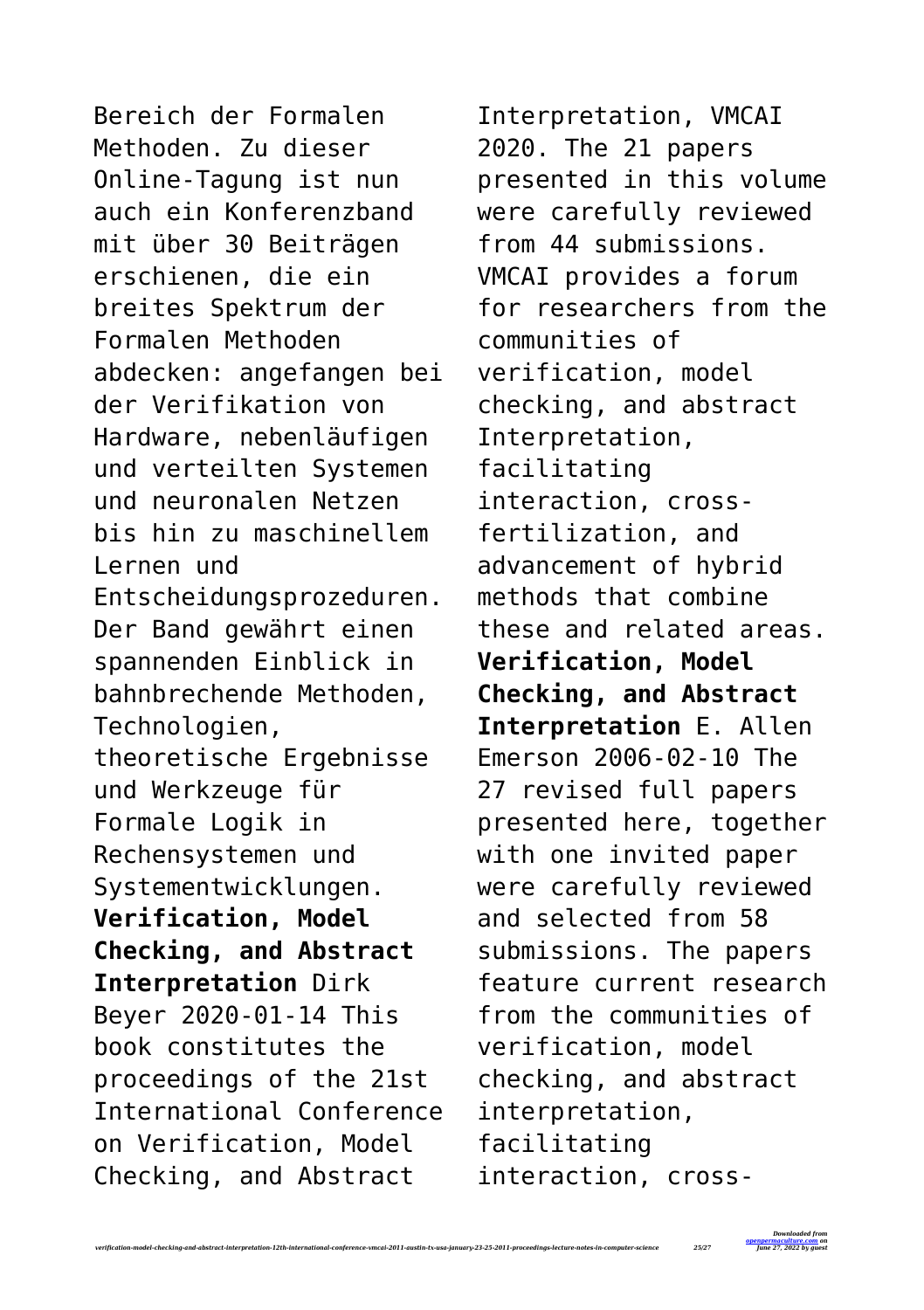Bereich der Formalen Methoden. Zu dieser Online-Tagung ist nun auch ein Konferenzband mit über 30 Beiträgen erschienen, die ein breites Spektrum der Formalen Methoden abdecken: angefangen bei der Verifikation von Hardware, nebenläufigen und verteilten Systemen und neuronalen Netzen bis hin zu maschinellem Lernen und Entscheidungsprozeduren. Der Band gewährt einen spannenden Einblick in bahnbrechende Methoden, Technologien, theoretische Ergebnisse und Werkzeuge für Formale Logik in Rechensystemen und Systementwicklungen.

**Verification, Model Checking, and Abstract Interpretation** Dirk Beyer 2020-01-14 This book constitutes the proceedings of the 21st International Conference on Verification, Model Checking, and Abstract Interpretation, VMCAI 2020. The 21 papers presented in this volume were carefully reviewed from 44 submissions. VMCAI provides a forum for researchers from the communities of verification, model checking, and abstract Interpretation, facilitating interaction, cross-fertilization, and advancement of hybrid methods that combine these and related areas.

**Verification, Model Checking, and Abstract Interpretation** E. Allen Emerson 2006-02-10 The 27 revised full papers presented here, together with one invited paper were carefully reviewed and selected from 58 submissions. The papers feature current research from the communities of verification, model checking, and abstract interpretation, facilitating interaction, cross-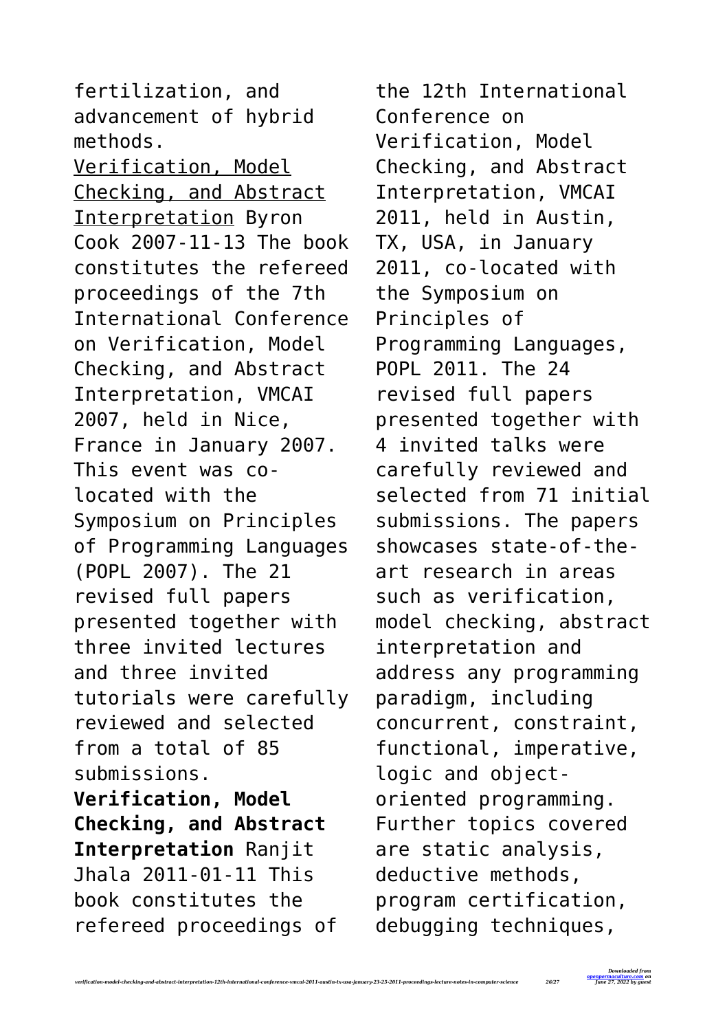fertilization, and advancement of hybrid methods.

Verification, Model Checking, and Abstract Interpretation Byron Cook 2007-11-13 The book constitutes the refereed proceedings of the 7th International Conference on Verification, Model Checking, and Abstract Interpretation, VMCAI 2007, held in Nice, France in January 2007. This event was co-located with the Symposium on Principles of Programming Languages (POPL 2007). The 21 revised full papers presented together with three invited lectures and three invited tutorials were carefully reviewed and selected from a total of 85 submissions.

**Verification, Model Checking, and Abstract Interpretation** Ranjit Jhala 2011-01-11 This book constitutes the refereed proceedings of the 12th International Conference on Verification, Model Checking, and Abstract Interpretation, VMCAI 2011, held in Austin, TX, USA, in January 2011, co-located with the Symposium on Principles of Programming Languages, POPL 2011. The 24 revised full papers presented together with 4 invited talks were carefully reviewed and selected from 71 initial submissions. The papers showcases state-of-the-art research in areas such as verification, model checking, abstract interpretation and address any programming paradigm, including concurrent, constraint, functional, imperative, logic and object-oriented programming. Further topics covered are static analysis, deductive methods, program certification, debugging techniques,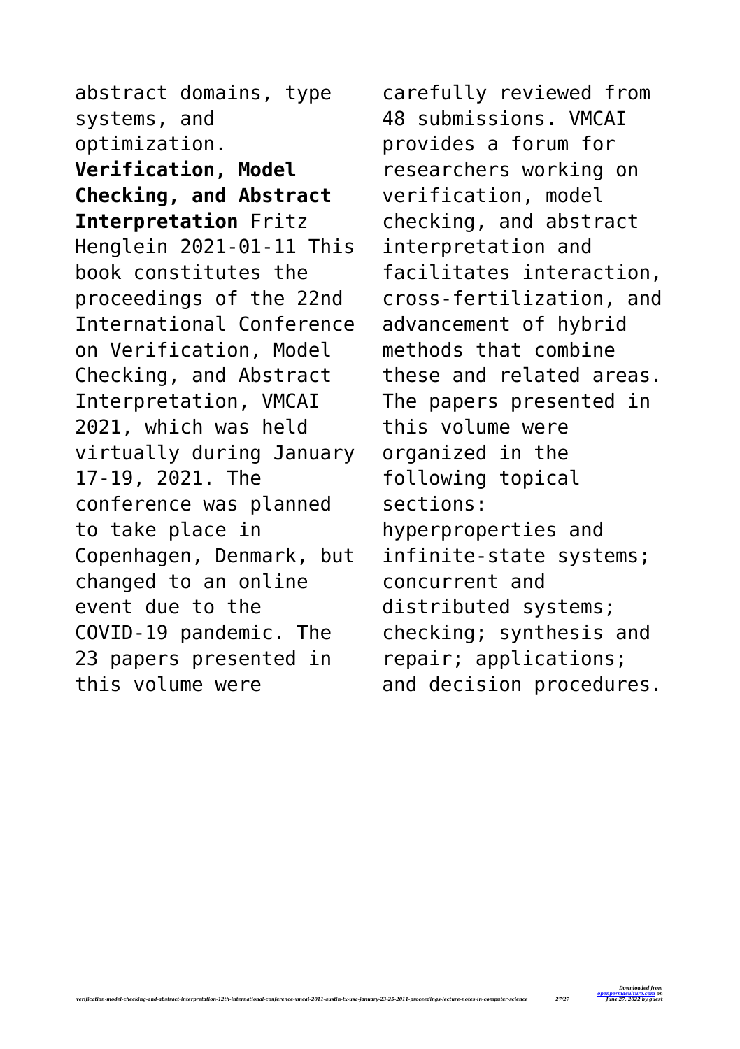abstract domains, type systems, and optimization.

**Verification, Model Checking, and Abstract Interpretation** Fritz Henglein 2021-01-11 This book constitutes the proceedings of the 22nd International Conference on Verification, Model Checking, and Abstract Interpretation, VMCAI 2021, which was held virtually during January 17-19, 2021. The conference was planned to take place in Copenhagen, Denmark, but changed to an online event due to the COVID-19 pandemic. The 23 papers presented in this volume were carefully reviewed from 48 submissions. VMCAI provides a forum for researchers working on verification, model checking, and abstract interpretation and facilitates interaction, cross-fertilization, and advancement of hybrid methods that combine these and related areas. The papers presented in this volume were organized in the following topical sections: hyperproperties and infinite-state systems; concurrent and distributed systems; checking; synthesis and repair; applications; and decision procedures.